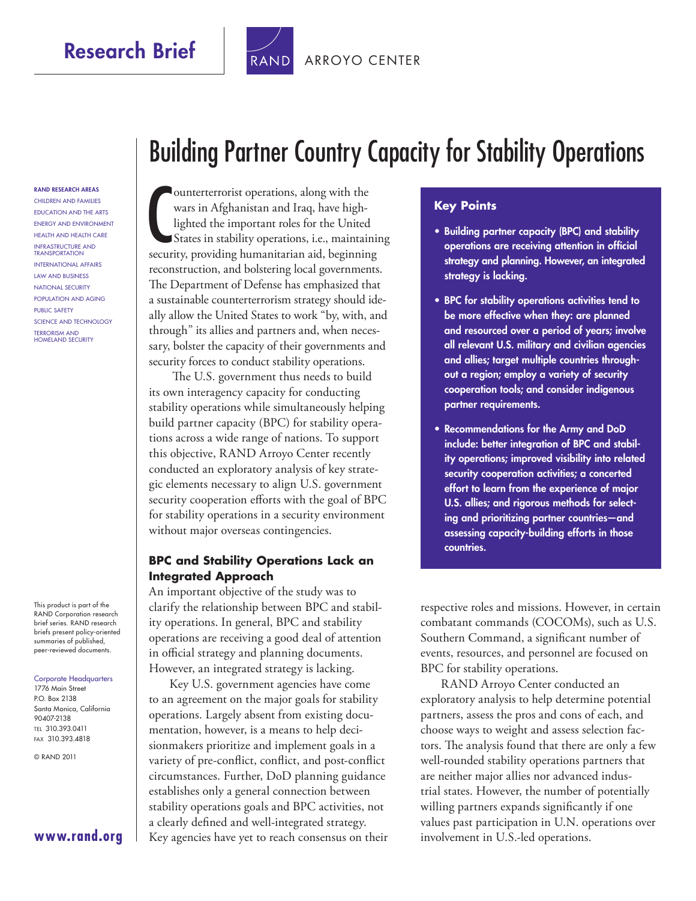# Research Brief

RAND ARROYO CENTER

# Building Partner Country Capacity for Stability Operations

**RAND RESEARCH AREAS**

CHILDREN AND FAMILIES
EDUCATION AND THE ARTS
ENERGY AND ENVIRONMENT
HEALTH AND HEALTH CARE
INFRASTRUCTURE AND TRANSPORTATION
INTERNATIONAL AFFAIRS
LAW AND BUSINESS
NATIONAL SECURITY
POPULATION AND AGING
PUBLIC SAFETY
SCIENCE AND TECHNOLOGY
TERRORISM AND HOMELAND SECURITY

This product is part of the RAND Corporation research brief series. RAND research briefs present policy-oriented summaries of published, peer-reviewed documents.

Corporate Headquarters
1776 Main Street
P.O. Box 2138
Santa Monica, California 90407-2138
TEL 310.393.0411
FAX 310.393.4818

© RAND 2011

www.rand.org

Counterterrorist operations, along with the wars in Afghanistan and Iraq, have highlighted the important roles for the United States in stability operations, i.e., maintaining security, providing humanitarian aid, beginning reconstruction, and bolstering local governments. The Department of Defense has emphasized that a sustainable counterterrorism strategy should ideally allow the United States to work "by, with, and through" its allies and partners and, when necessary, bolster the capacity of their governments and security forces to conduct stability operations.

The U.S. government thus needs to build its own interagency capacity for conducting stability operations while simultaneously helping build partner capacity (BPC) for stability operations across a wide range of nations. To support this objective, RAND Arroyo Center recently conducted an exploratory analysis of key strategic elements necessary to align U.S. government security cooperation efforts with the goal of BPC for stability operations in a security environment without major overseas contingencies.

## Key Points

- **Building partner capacity (BPC) and stability operations are receiving attention in official strategy and planning. However, an integrated strategy is lacking.**
- **BPC for stability operations activities tend to be more effective when they: are planned and resourced over a period of years; involve all relevant U.S. military and civilian agencies and allies; target multiple countries throughout a region; employ a variety of security cooperation tools; and consider indigenous partner requirements.**
- **Recommendations for the Army and DoD include: better integration of BPC and stability operations; improved visibility into related security cooperation activities; a concerted effort to learn from the experience of major U.S. allies; and rigorous methods for selecting and prioritizing partner countries—and assessing capacity-building efforts in those countries.**

## BPC and Stability Operations Lack an Integrated Approach

An important objective of the study was to clarify the relationship between BPC and stability operations. In general, BPC and stability operations are receiving a good deal of attention in official strategy and planning documents. However, an integrated strategy is lacking.

Key U.S. government agencies have come to an agreement on the major goals for stability operations. Largely absent from existing documentation, however, is a means to help decisionmakers prioritize and implement goals in a variety of pre-conflict, conflict, and post-conflict circumstances. Further, DoD planning guidance establishes only a general connection between stability operations goals and BPC activities, not a clearly defined and well-integrated strategy. Key agencies have yet to reach consensus on their respective roles and missions. However, in certain combatant commands (COCOMs), such as U.S. Southern Command, a significant number of events, resources, and personnel are focused on BPC for stability operations.

RAND Arroyo Center conducted an exploratory analysis to help determine potential partners, assess the pros and cons of each, and choose ways to weight and assess selection factors. The analysis found that there are only a few well-rounded stability operations partners that are neither major allies nor advanced industrial states. However, the number of potentially willing partners expands significantly if one values past participation in U.N. operations over involvement in U.S.-led operations.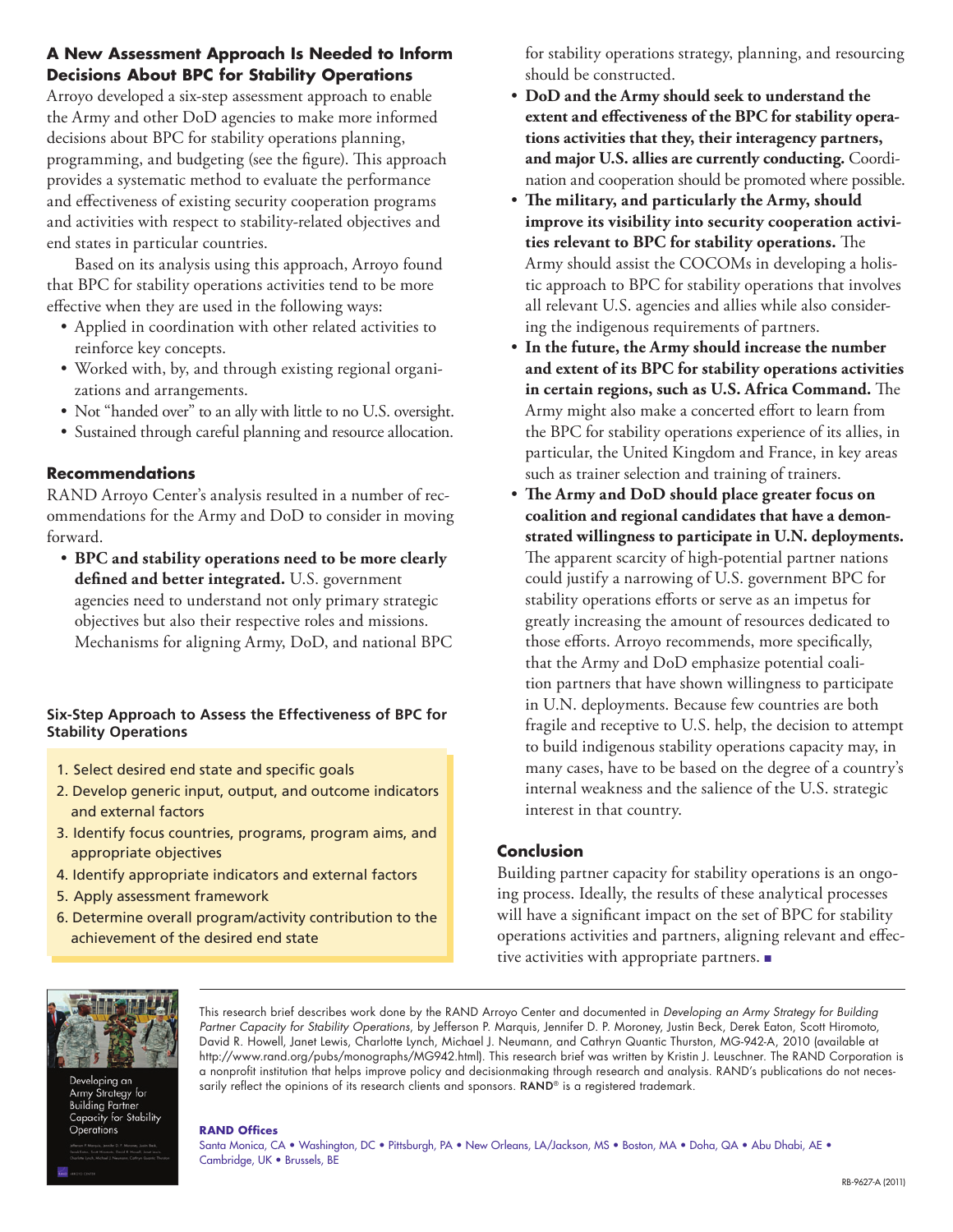### A New Assessment Approach Is Needed to Inform Decisions About BPC for Stability Operations

Arroyo developed a six-step assessment approach to enable the Army and other DoD agencies to make more informed decisions about BPC for stability operations planning, programming, and budgeting (see the figure). This approach provides a systematic method to evaluate the performance and effectiveness of existing security cooperation programs and activities with respect to stability-related objectives and end states in particular countries.

Based on its analysis using this approach, Arroyo found that BPC for stability operations activities tend to be more effective when they are used in the following ways:

- Applied in coordination with other related activities to reinforce key concepts.
- Worked with, by, and through existing regional organizations and arrangements.
- Not "handed over" to an ally with little to no U.S. oversight.
- Sustained through careful planning and resource allocation.

### Recommendations

RAND Arroyo Center's analysis resulted in a number of recommendations for the Army and DoD to consider in moving forward.

- **BPC and stability operations need to be more clearly defined and better integrated.** U.S. government agencies need to understand not only primary strategic objectives but also their respective roles and missions. Mechanisms for aligning Army, DoD, and national BPC for stability operations strategy, planning, and resourcing should be constructed.
- **DoD and the Army should seek to understand the extent and effectiveness of the BPC for stability operations activities that they, their interagency partners, and major U.S. allies are currently conducting.** Coordination and cooperation should be promoted where possible.
- **The military, and particularly the Army, should improve its visibility into security cooperation activities relevant to BPC for stability operations.** The Army should assist the COCOMs in developing a holistic approach to BPC for stability operations that involves all relevant U.S. agencies and allies while also considering the indigenous requirements of partners.
- **In the future, the Army should increase the number and extent of its BPC for stability operations activities in certain regions, such as U.S. Africa Command.** The Army might also make a concerted effort to learn from the BPC for stability operations experience of its allies, in particular, the United Kingdom and France, in key areas such as trainer selection and training of trainers.
- **The Army and DoD should place greater focus on coalition and regional candidates that have a demonstrated willingness to participate in U.N. deployments.** The apparent scarcity of high-potential partner nations could justify a narrowing of U.S. government BPC for stability operations efforts or serve as an impetus for greatly increasing the amount of resources dedicated to those efforts. Arroyo recommends, more specifically, that the Army and DoD emphasize potential coalition partners that have shown willingness to participate in U.N. deployments. Because few countries are both fragile and receptive to U.S. help, the decision to attempt to build indigenous stability operations capacity may, in many cases, have to be based on the degree of a country's internal weakness and the salience of the U.S. strategic interest in that country.

**Six-Step Approach to Assess the Effectiveness of BPC for Stability Operations**

1. Select desired end state and specific goals
2. Develop generic input, output, and outcome indicators and external factors
3. Identify focus countries, programs, program aims, and appropriate objectives
4. Identify appropriate indicators and external factors
5. Apply assessment framework
6. Determine overall program/activity contribution to the achievement of the desired end state

### Conclusion

Building partner capacity for stability operations is an ongoing process. Ideally, the results of these analytical processes will have a significant impact on the set of BPC for stability operations activities and partners, aligning relevant and effective activities with appropriate partners. ■

Developing an Army Strategy for Building Partner Capacity for Stability Operations

This research brief describes work done by the RAND Arroyo Center and documented in *Developing an Army Strategy for Building Partner Capacity for Stability Operations*, by Jefferson P. Marquis, Jennifer D. P. Moroney, Justin Beck, Derek Eaton, Scott Hiromoto, David R. Howell, Janet Lewis, Charlotte Lynch, Michael J. Neumann, and Cathryn Quantic Thurston, MG-942-A, 2010 (available at http://www.rand.org/pubs/monographs/MG942.html). This research brief was written by Kristin J. Leuschner. The RAND Corporation is a nonprofit institution that helps improve policy and decisionmaking through research and analysis. RAND's publications do not necessarily reflect the opinions of its research clients and sponsors. RAND® is a registered trademark.

**RAND Offices**

Santa Monica, CA • Washington, DC • Pittsburgh, PA • New Orleans, LA/Jackson, MS • Boston, MA • Doha, QA • Abu Dhabi, AE • Cambridge, UK • Brussels, BE

RB-9627-A (2011)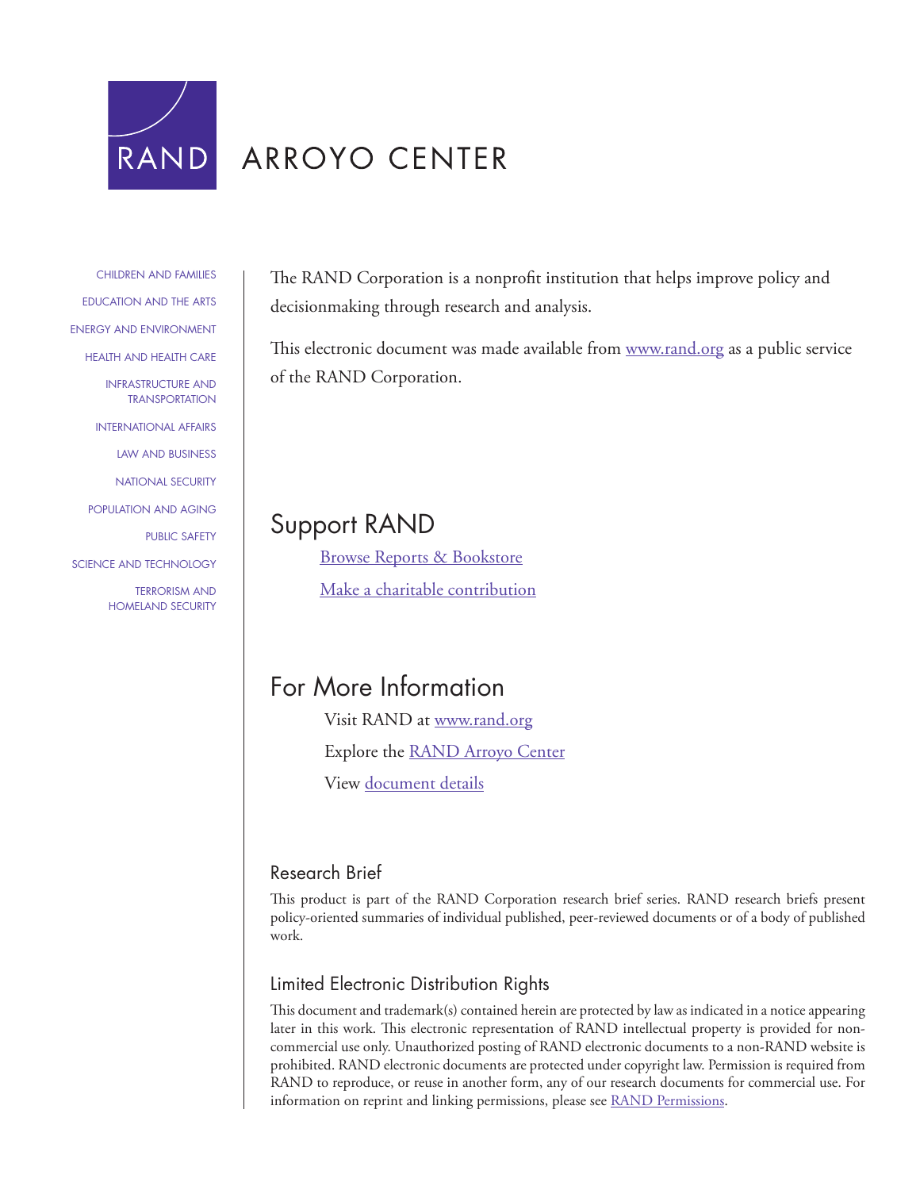RAND

# ARROYO CENTER

CHILDREN AND FAMILIES

EDUCATION AND THE ARTS

ENERGY AND ENVIRONMENT

HEALTH AND HEALTH CARE

INFRASTRUCTURE AND TRANSPORTATION

INTERNATIONAL AFFAIRS

LAW AND BUSINESS

NATIONAL SECURITY

POPULATION AND AGING

PUBLIC SAFETY

SCIENCE AND TECHNOLOGY

TERRORISM AND HOMELAND SECURITY

The RAND Corporation is a nonprofit institution that helps improve policy and decisionmaking through research and analysis.

This electronic document was made available from www.rand.org as a public service of the RAND Corporation.

## Support RAND

Browse Reports & Bookstore

Make a charitable contribution

## For More Information

Visit RAND at www.rand.org

Explore the RAND Arroyo Center

View document details

### Research Brief

This product is part of the RAND Corporation research brief series. RAND research briefs present policy-oriented summaries of individual published, peer-reviewed documents or of a body of published work.

### Limited Electronic Distribution Rights

This document and trademark(s) contained herein are protected by law as indicated in a notice appearing later in this work. This electronic representation of RAND intellectual property is provided for non-commercial use only. Unauthorized posting of RAND electronic documents to a non-RAND website is prohibited. RAND electronic documents are protected under copyright law. Permission is required from RAND to reproduce, or reuse in another form, any of our research documents for commercial use. For information on reprint and linking permissions, please see RAND Permissions.